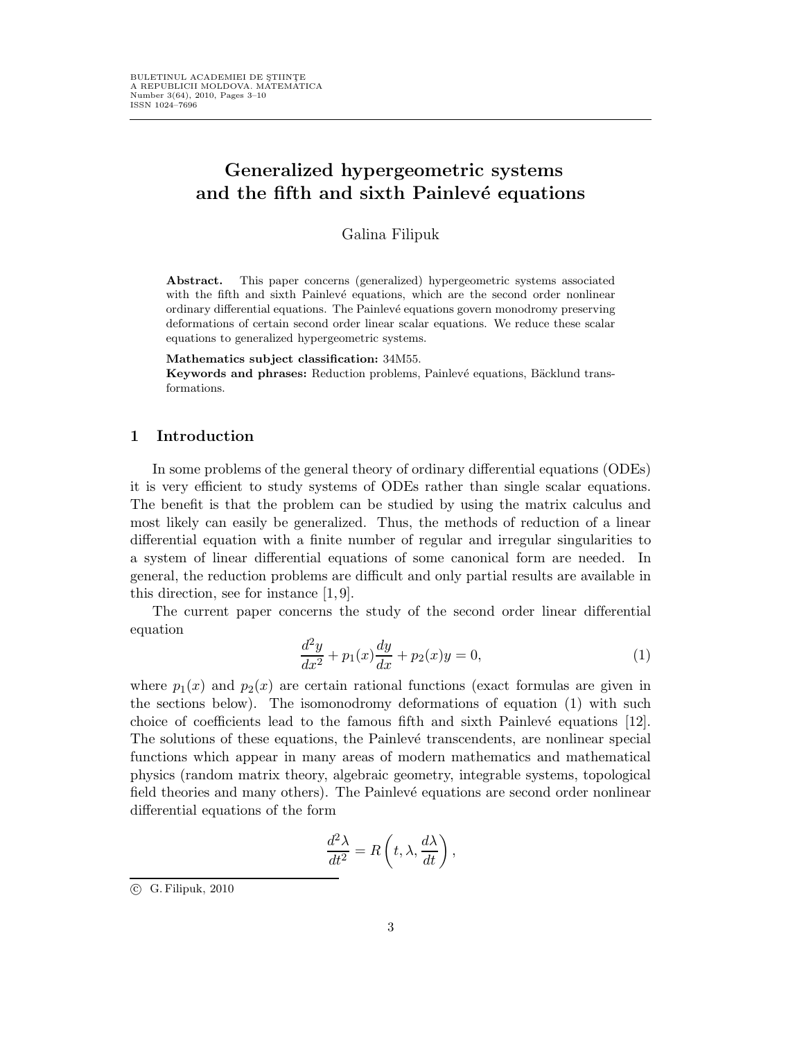# Generalized hypergeometric systems and the fifth and sixth Painlevé equations

Galina Filipuk

**Abstract.** This paper concerns (generalized) hypergeometric systems associated with the fifth and sixth Painlevé equations, which are the second order nonlinear ordinary differential equations. The Painlevé equations govern monodromy preserving deformations of certain second order linear scalar equations. We reduce these scalar equations to generalized hypergeometric systems.

**Mathematics subject classification:** 34M55.

**Keywords and phrases:** Reduction problems, Painlevé equations, Bäcklund transformations.

## 1 Introduction

In some problems of the general theory of ordinary differential equations (ODEs) it is very efficient to study systems of ODEs rather than single scalar equations. The benefit is that the problem can be studied by using the matrix calculus and most likely can easily be generalized. Thus, the methods of reduction of a linear differential equation with a finite number of regular and irregular singularities to a system of linear differential equations of some canonical form are needed. In general, the reduction problems are difficult and only partial results are available in this direction, see for instance [1, 9].

The current paper concerns the study of the second order linear differential equation

$$\frac{d^2y}{dx^2} + p_1(x)\frac{dy}{dx} + p_2(x)y = 0, \tag{1}$$

where $p_1(x)$ and $p_2(x)$ are certain rational functions (exact formulas are given in the sections below). The isomonodromy deformations of equation (1) with such choice of coefficients lead to the famous fifth and sixth Painlevé equations [12]. The solutions of these equations, the Painlevé transcendents, are nonlinear special functions which appear in many areas of modern mathematics and mathematical physics (random matrix theory, algebraic geometry, integrable systems, topological field theories and many others). The Painlevé equations are second order nonlinear differential equations of the form

$$\frac{d^2\lambda}{dt^2} = R\left(t, \lambda, \frac{d\lambda}{dt}\right),$$

© G. Filipuk, 2010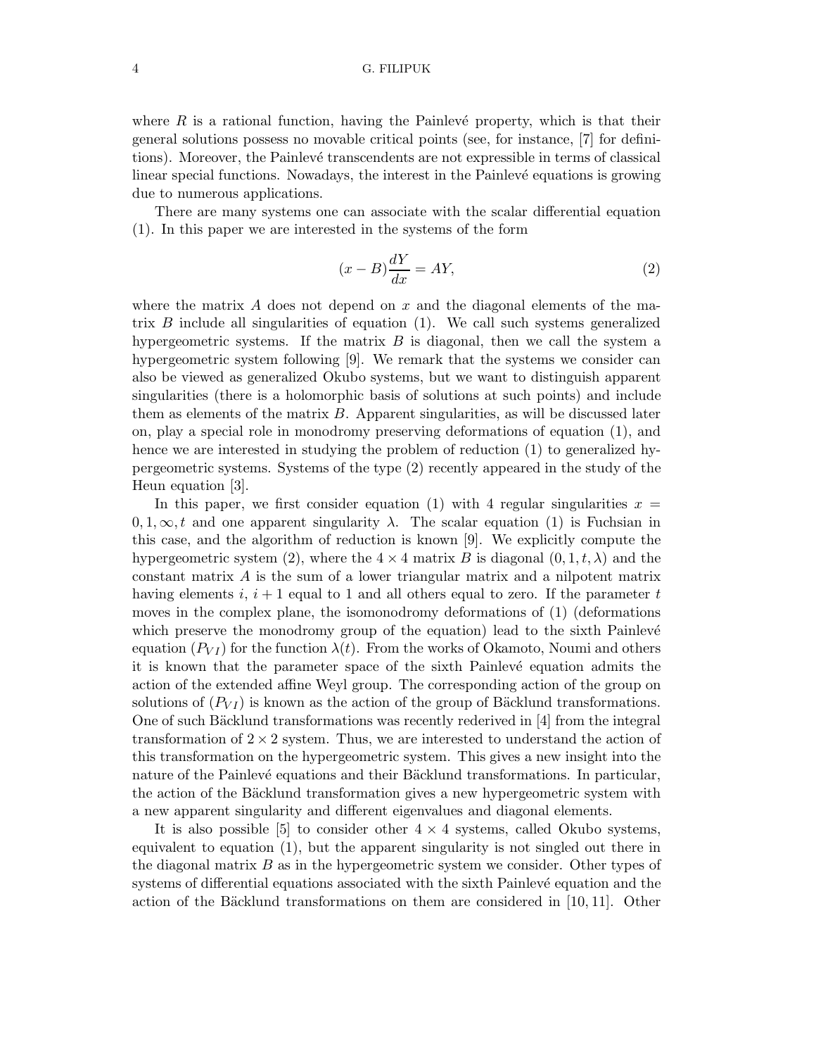where $R$ is a rational function, having the Painlevé property, which is that their general solutions possess no movable critical points (see, for instance, [7] for definitions). Moreover, the Painlevé transcendents are not expressible in terms of classical linear special functions. Nowadays, the interest in the Painlevé equations is growing due to numerous applications.

There are many systems one can associate with the scalar differential equation (1). In this paper we are interested in the systems of the form

$$(x - B)\frac{dY}{dx} = AY, \tag{2}$$

where the matrix $A$ does not depend on $x$ and the diagonal elements of the matrix $B$ include all singularities of equation (1). We call such systems generalized hypergeometric systems. If the matrix $B$ is diagonal, then we call the system a hypergeometric system following [9]. We remark that the systems we consider can also be viewed as generalized Okubo systems, but we want to distinguish apparent singularities (there is a holomorphic basis of solutions at such points) and include them as elements of the matrix $B$. Apparent singularities, as will be discussed later on, play a special role in monodromy preserving deformations of equation (1), and hence we are interested in studying the problem of reduction (1) to generalized hypergeometric systems. Systems of the type (2) recently appeared in the study of the Heun equation [3].

In this paper, we first consider equation (1) with 4 regular singularities $x = 0, 1, \infty, t$ and one apparent singularity $\lambda$. The scalar equation (1) is Fuchsian in this case, and the algorithm of reduction is known [9]. We explicitly compute the hypergeometric system (2), where the $4 \times 4$ matrix $B$ is diagonal $(0, 1, t, \lambda)$ and the constant matrix $A$ is the sum of a lower triangular matrix and a nilpotent matrix having elements $i$, $i + 1$ equal to 1 and all others equal to zero. If the parameter $t$ moves in the complex plane, the isomonodromy deformations of (1) (deformations which preserve the monodromy group of the equation) lead to the sixth Painlevé equation ($P_{VI}$) for the function $\lambda(t)$. From the works of Okamoto, Noumi and others it is known that the parameter space of the sixth Painlevé equation admits the action of the extended affine Weyl group. The corresponding action of the group on solutions of ($P_{VI}$) is known as the action of the group of Bäcklund transformations. One of such Bäcklund transformations was recently rederived in [4] from the integral transformation of $2 \times 2$ system. Thus, we are interested to understand the action of this transformation on the hypergeometric system. This gives a new insight into the nature of the Painlevé equations and their Bäcklund transformations. In particular, the action of the Bäcklund transformation gives a new hypergeometric system with a new apparent singularity and different eigenvalues and diagonal elements.

It is also possible [5] to consider other $4 \times 4$ systems, called Okubo systems, equivalent to equation (1), but the apparent singularity is not singled out there in the diagonal matrix $B$ as in the hypergeometric system we consider. Other types of systems of differential equations associated with the sixth Painlevé equation and the action of the Bäcklund transformations on them are considered in [10, 11]. Other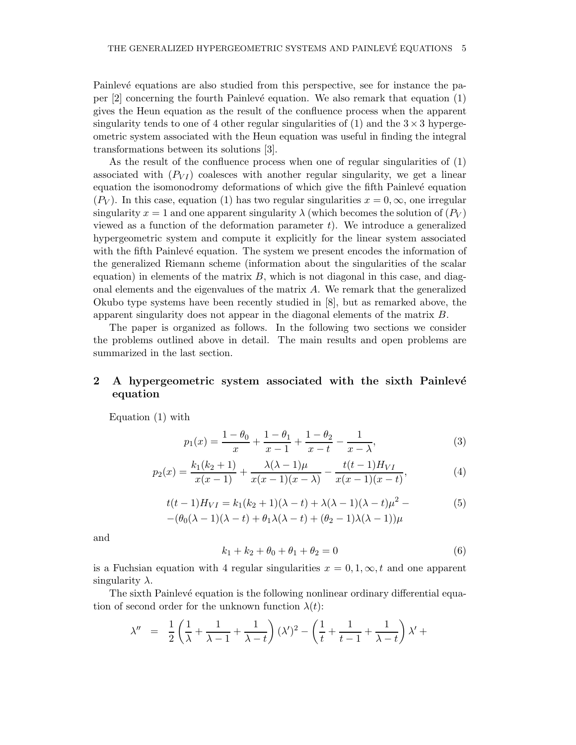Painlevé equations are also studied from this perspective, see for instance the paper [2] concerning the fourth Painlevé equation. We also remark that equation (1) gives the Heun equation as the result of the confluence process when the apparent singularity tends to one of 4 other regular singularities of (1) and the $3 \times 3$ hypergeometric system associated with the Heun equation was useful in finding the integral transformations between its solutions [3].

As the result of the confluence process when one of regular singularities of (1) associated with $(P_{VI})$ coalesces with another regular singularity, we get a linear equation the isomonodromy deformations of which give the fifth Painlevé equation $(P_V)$. In this case, equation (1) has two regular singularities $x = 0, \infty$, one irregular singularity $x = 1$ and one apparent singularity $\lambda$ (which becomes the solution of $(P_V)$ viewed as a function of the deformation parameter $t$). We introduce a generalized hypergeometric system and compute it explicitly for the linear system associated with the fifth Painlevé equation. The system we present encodes the information of the generalized Riemann scheme (information about the singularities of the scalar equation) in elements of the matrix $B$, which is not diagonal in this case, and diagonal elements and the eigenvalues of the matrix $A$. We remark that the generalized Okubo type systems have been recently studied in [8], but as remarked above, the apparent singularity does not appear in the diagonal elements of the matrix $B$.

The paper is organized as follows. In the following two sections we consider the problems outlined above in detail. The main results and open problems are summarized in the last section.

## 2 A hypergeometric system associated with the sixth Painlevé equation

Equation (1) with

$$p_1(x) = \frac{1-\theta_0}{x} + \frac{1-\theta_1}{x-1} + \frac{1-\theta_2}{x-t} - \frac{1}{x-\lambda}, \tag{3}$$

$$p_2(x) = \frac{k_1(k_2+1)}{x(x-1)} + \frac{\lambda(\lambda-1)\mu}{x(x-1)(x-\lambda)} - \frac{t(t-1)H_{VI}}{x(x-1)(x-t)}, \tag{4}$$

$$\begin{aligned} t(t-1)H_{VI} = {} & k_1(k_2+1)(\lambda-t) + \lambda(\lambda-1)(\lambda-t)\mu^2 - \\ & -(\theta_0(\lambda-1)(\lambda-t) + \theta_1\lambda(\lambda-t) + (\theta_2-1)\lambda(\lambda-1))\mu \end{aligned} \tag{5}$$

and

$$k_1 + k_2 + \theta_0 + \theta_1 + \theta_2 = 0 \tag{6}$$

is a Fuchsian equation with 4 regular singularities $x = 0, 1, \infty, t$ and one apparent singularity $\lambda$.

The sixth Painlevé equation is the following nonlinear ordinary differential equation of second order for the unknown function $\lambda(t)$:

$$\lambda'' = \frac{1}{2}\left(\frac{1}{\lambda} + \frac{1}{\lambda-1} + \frac{1}{\lambda-t}\right)(\lambda')^2 - \left(\frac{1}{t} + \frac{1}{t-1} + \frac{1}{\lambda-t}\right)\lambda' +$$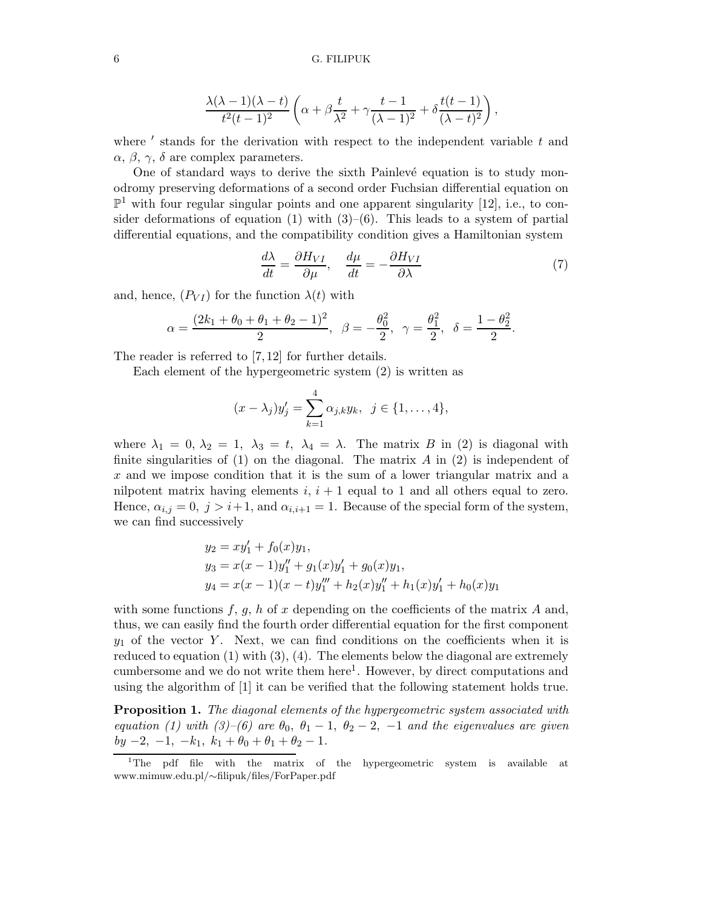$$\frac{\lambda(\lambda-1)(\lambda-t)}{t^2(t-1)^2}\left(\alpha+\beta\frac{t}{\lambda^2}+\gamma\frac{t-1}{(\lambda-1)^2}+\delta\frac{t(t-1)}{(\lambda-t)^2}\right),$$

where $'$ stands for the derivation with respect to the independent variable $t$ and $\alpha$, $\beta$, $\gamma$, $\delta$ are complex parameters.

One of standard ways to derive the sixth Painlevé equation is to study monodromy preserving deformations of a second order Fuchsian differential equation on $\mathbb{P}^1$ with four regular singular points and one apparent singularity [12], i.e., to consider deformations of equation (1) with (3)–(6). This leads to a system of partial differential equations, and the compatibility condition gives a Hamiltonian system

$$\frac{d\lambda}{dt}=\frac{\partial H_{VI}}{\partial \mu},\quad \frac{d\mu}{dt}=-\frac{\partial H_{VI}}{\partial \lambda} \tag{7}$$

and, hence, $(P_{VI})$ for the function $\lambda(t)$ with

$$\alpha=\frac{(2k_1+\theta_0+\theta_1+\theta_2-1)^2}{2},\quad \beta=-\frac{\theta_0^2}{2},\quad \gamma=\frac{\theta_1^2}{2},\quad \delta=\frac{1-\theta_2^2}{2}.$$

The reader is referred to [7, 12] for further details.

Each element of the hypergeometric system (2) is written as

$$(x-\lambda_j)y_j'=\sum_{k=1}^{4}\alpha_{j,k}y_k,\quad j\in\{1,\dots,4\},$$

where $\lambda_1=0$, $\lambda_2=1$, $\lambda_3=t$, $\lambda_4=\lambda$. The matrix $B$ in (2) is diagonal with finite singularities of (1) on the diagonal. The matrix $A$ in (2) is independent of $x$ and we impose condition that it is the sum of a lower triangular matrix and a nilpotent matrix having elements $i$, $i+1$ equal to 1 and all others equal to zero. Hence, $\alpha_{i,j}=0$, $j>i+1$, and $\alpha_{i,i+1}=1$. Because of the special form of the system, we can find successively

$$\begin{aligned}
&y_2=xy_1'+f_0(x)y_1,\\
&y_3=x(x-1)y_1''+g_1(x)y_1'+g_0(x)y_1,\\
&y_4=x(x-1)(x-t)y_1'''+h_2(x)y_1''+h_1(x)y_1'+h_0(x)y_1
\end{aligned}$$

with some functions $f$, $g$, $h$ of $x$ depending on the coefficients of the matrix $A$ and, thus, we can easily find the fourth order differential equation for the first component $y_1$ of the vector $Y$. Next, we can find conditions on the coefficients when it is reduced to equation (1) with (3), (4). The elements below the diagonal are extremely cumbersome and we do not write them here[1]. However, by direct computations and using the algorithm of [1] it can be verified that the following statement holds true.

**Proposition 1.** *The diagonal elements of the hypergeometric system associated with equation (1) with (3)–(6) are* $\theta_0$, $\theta_1-1$, $\theta_2-2$, $-1$ *and the eigenvalues are given by* $-2$, $-1$, $-k_1$, $k_1+\theta_0+\theta_1+\theta_2-1$.

[1] The pdf file with the matrix of the hypergeometric system is available at www.mimuw.edu.pl/∼filipuk/files/ForPaper.pdf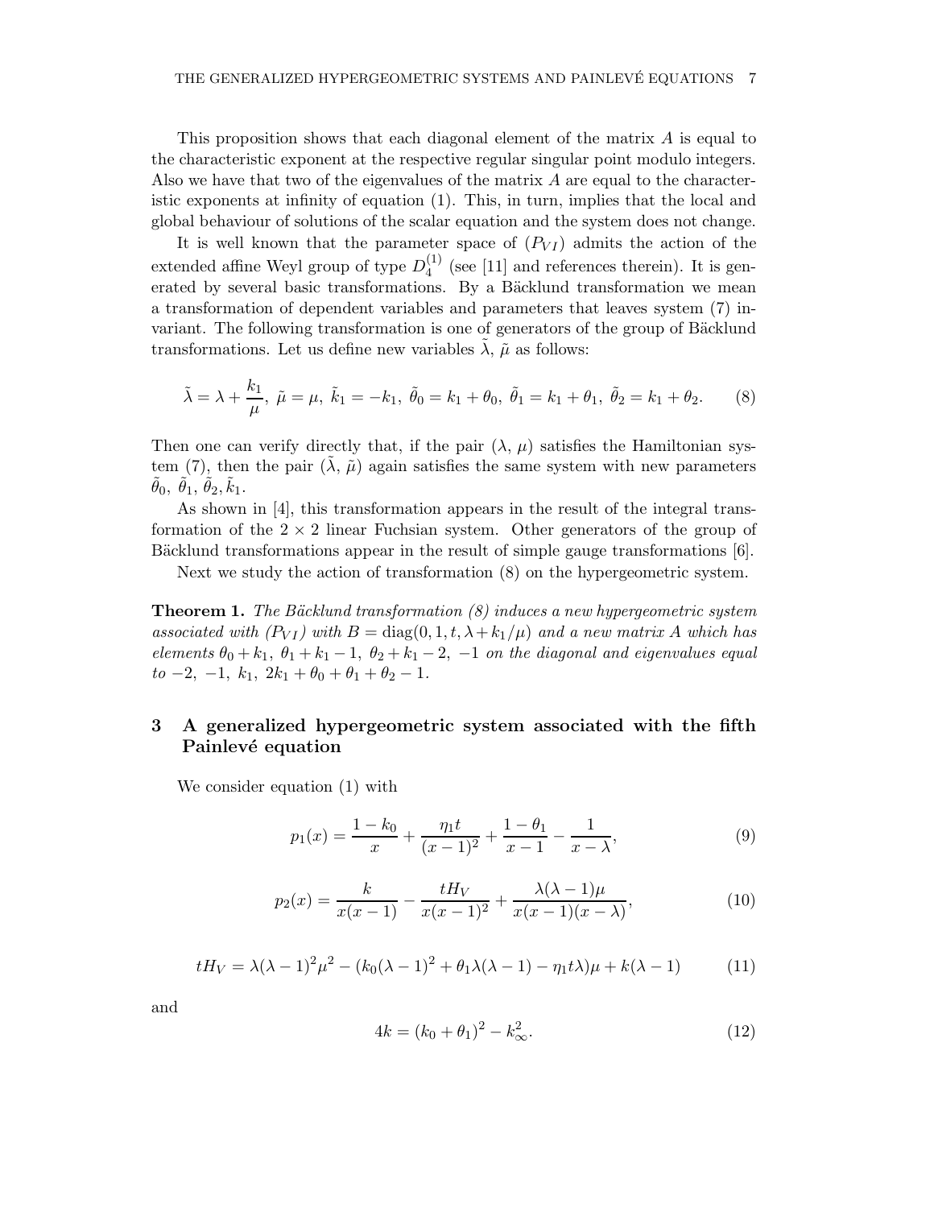This proposition shows that each diagonal element of the matrix $A$ is equal to the characteristic exponent at the respective regular singular point modulo integers. Also we have that two of the eigenvalues of the matrix $A$ are equal to the characteristic exponents at infinity of equation (1). This, in turn, implies that the local and global behaviour of solutions of the scalar equation and the system does not change.

It is well known that the parameter space of $(P_{VI})$ admits the action of the extended affine Weyl group of type $D_4^{(1)}$ (see [11] and references therein). It is generated by several basic transformations. By a Bäcklund transformation we mean a transformation of dependent variables and parameters that leaves system (7) invariant. The following transformation is one of generators of the group of Bäcklund transformations. Let us define new variables $\tilde{\lambda}$, $\tilde{\mu}$ as follows:

$$\tilde{\lambda} = \lambda + \frac{k_1}{\mu},\ \tilde{\mu} = \mu,\ \tilde{k}_1 = -k_1,\ \tilde{\theta}_0 = k_1 + \theta_0,\ \tilde{\theta}_1 = k_1 + \theta_1,\ \tilde{\theta}_2 = k_1 + \theta_2. \tag{8}$$

Then one can verify directly that, if the pair $(\lambda,\, \mu)$ satisfies the Hamiltonian system (7), then the pair $(\tilde{\lambda},\, \tilde{\mu})$ again satisfies the same system with new parameters $\tilde{\theta}_0,\ \tilde{\theta}_1,\ \tilde{\theta}_2, \tilde{k}_1$.

As shown in [4], this transformation appears in the result of the integral transformation of the $2 \times 2$ linear Fuchsian system. Other generators of the group of Bäcklund transformations appear in the result of simple gauge transformations [6].

Next we study the action of transformation (8) on the hypergeometric system.

**Theorem 1.** *The Bäcklund transformation (8) induces a new hypergeometric system associated with $(P_{VI})$ with $B = \mathrm{diag}(0, 1, t, \lambda + k_1/\mu)$ and a new matrix $A$ which has elements $\theta_0 + k_1,\ \theta_1 + k_1 - 1,\ \theta_2 + k_1 - 2,\ -1$ on the diagonal and eigenvalues equal to $-2,\ -1,\ k_1,\ 2k_1 + \theta_0 + \theta_1 + \theta_2 - 1$.*

## 3 A generalized hypergeometric system associated with the fifth Painlevé equation

We consider equation (1) with

$$p_1(x) = \frac{1 - k_0}{x} + \frac{\eta_1 t}{(x-1)^2} + \frac{1 - \theta_1}{x - 1} - \frac{1}{x - \lambda}, \tag{9}$$

$$p_2(x) = \frac{k}{x(x-1)} - \frac{tH_V}{x(x-1)^2} + \frac{\lambda(\lambda - 1)\mu}{x(x-1)(x-\lambda)}, \tag{10}$$

$$tH_V = \lambda(\lambda-1)^2\mu^2 - (k_0(\lambda-1)^2 + \theta_1\lambda(\lambda-1) - \eta_1 t\lambda)\mu + k(\lambda - 1) \tag{11}$$

and

$$4k = (k_0 + \theta_1)^2 - k_\infty^2. \tag{12}$$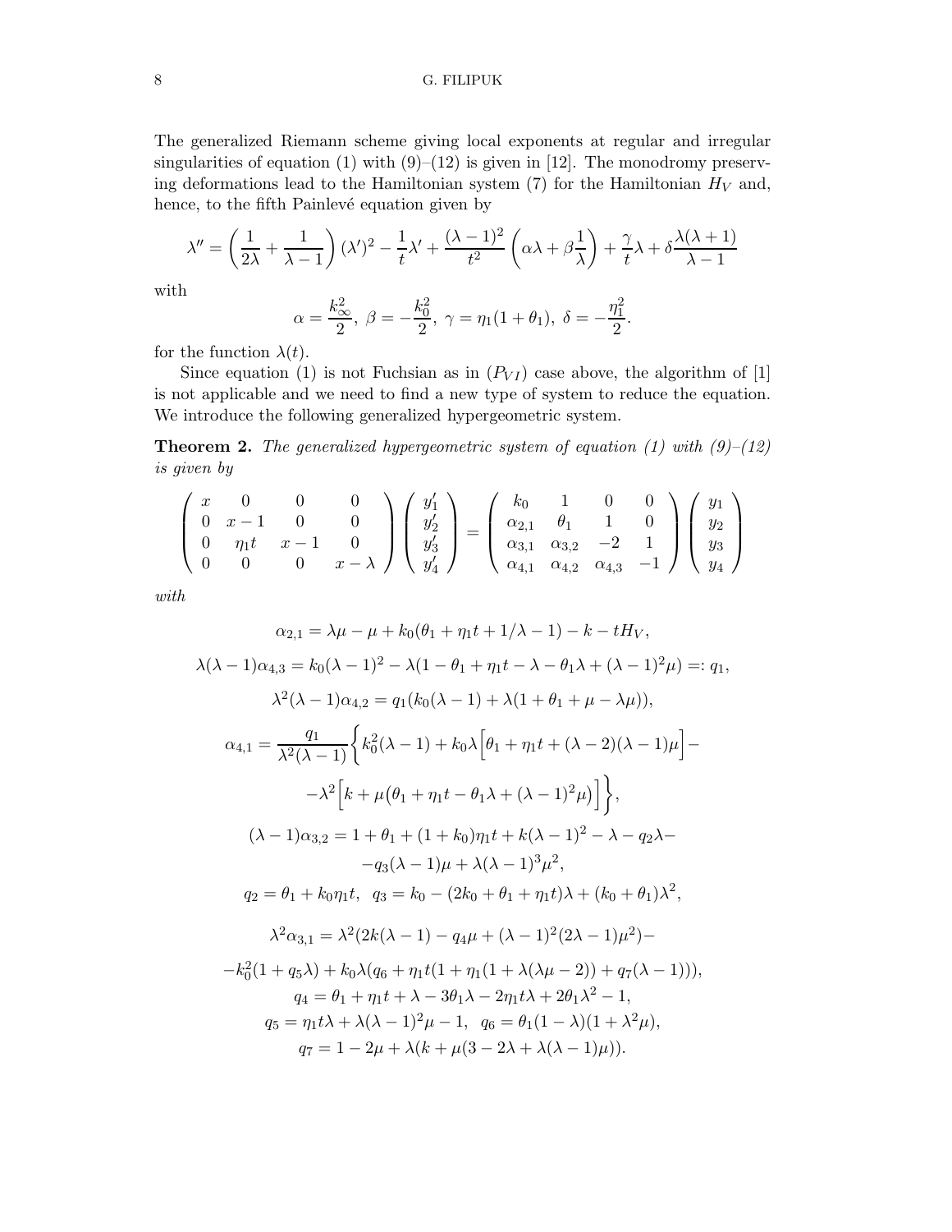The generalized Riemann scheme giving local exponents at regular and irregular singularities of equation (1) with (9)–(12) is given in [12]. The monodromy preserving deformations lead to the Hamiltonian system (7) for the Hamiltonian $H_V$ and, hence, to the fifth Painlevé equation given by

$$\lambda'' = \left(\frac{1}{2\lambda} + \frac{1}{\lambda - 1}\right)(\lambda')^2 - \frac{1}{t}\lambda' + \frac{(\lambda-1)^2}{t^2}\left(\alpha\lambda + \beta\frac{1}{\lambda}\right) + \frac{\gamma}{t}\lambda + \delta\frac{\lambda(\lambda+1)}{\lambda - 1}$$

with

$$\alpha = \frac{k_\infty^2}{2},\ \beta = -\frac{k_0^2}{2},\ \gamma = \eta_1(1+\theta_1),\ \delta = -\frac{\eta_1^2}{2}.$$

for the function $\lambda(t)$.

Since equation (1) is not Fuchsian as in $(P_{VI})$ case above, the algorithm of [1] is not applicable and we need to find a new type of system to reduce the equation. We introduce the following generalized hypergeometric system.

**Theorem 2.** *The generalized hypergeometric system of equation (1) with (9)–(12) is given by*

$$\begin{pmatrix} x & 0 & 0 & 0 \\ 0 & x-1 & 0 & 0 \\ 0 & \eta_1 t & x-1 & 0 \\ 0 & 0 & 0 & x-\lambda \end{pmatrix} \begin{pmatrix} y_1' \\ y_2' \\ y_3' \\ y_4' \end{pmatrix} = \begin{pmatrix} k_0 & 1 & 0 & 0 \\ \alpha_{2,1} & \theta_1 & 1 & 0 \\ \alpha_{3,1} & \alpha_{3,2} & -2 & 1 \\ \alpha_{4,1} & \alpha_{4,2} & \alpha_{4,3} & -1 \end{pmatrix} \begin{pmatrix} y_1 \\ y_2 \\ y_3 \\ y_4 \end{pmatrix}$$

*with*

$$\alpha_{2,1} = \lambda\mu - \mu + k_0(\theta_1 + \eta_1 t + 1/\lambda - 1) - k - tH_V,$$

$$\lambda(\lambda-1)\alpha_{4,3} = k_0(\lambda-1)^2 - \lambda(1 - \theta_1 + \eta_1 t - \lambda - \theta_1\lambda + (\lambda-1)^2\mu) =: q_1,$$

$$\lambda^2(\lambda-1)\alpha_{4,2} = q_1(k_0(\lambda-1) + \lambda(1 + \theta_1 + \mu - \lambda\mu)),$$

$$\alpha_{4,1} = \frac{q_1}{\lambda^2(\lambda-1)}\Big\{k_0^2(\lambda-1) + k_0\lambda\Big[\theta_1 + \eta_1 t + (\lambda-2)(\lambda-1)\mu\Big] -$$

$$-\lambda^2\Big[k + \mu\big(\theta_1 + \eta_1 t - \theta_1\lambda + (\lambda-1)^2\mu\big)\Big]\Big\},$$

$$(\lambda-1)\alpha_{3,2} = 1 + \theta_1 + (1+k_0)\eta_1 t + k(\lambda-1)^2 - \lambda - q_2\lambda -$$

$$-q_3(\lambda-1)\mu + \lambda(\lambda-1)^3\mu^2,$$

$$q_2 = \theta_1 + k_0\eta_1 t,\ \ q_3 = k_0 - (2k_0 + \theta_1 + \eta_1 t)\lambda + (k_0 + \theta_1)\lambda^2,$$

$$\lambda^2\alpha_{3,1} = \lambda^2(2k(\lambda-1) - q_4\mu + (\lambda-1)^2(2\lambda-1)\mu^2) -$$

$$-k_0^2(1 + q_5\lambda) + k_0\lambda(q_6 + \eta_1 t(1 + \eta_1(1 + \lambda(\lambda\mu - 2)) + q_7(\lambda-1))),$$

$$q_4 = \theta_1 + \eta_1 t + \lambda - 3\theta_1\lambda - 2\eta_1 t\lambda + 2\theta_1\lambda^2 - 1,$$

$$q_5 = \eta_1 t\lambda + \lambda(\lambda-1)^2\mu - 1,\ \ q_6 = \theta_1(1-\lambda)(1 + \lambda^2\mu),$$

$$q_7 = 1 - 2\mu + \lambda(k + \mu(3 - 2\lambda + \lambda(\lambda-1)\mu)).$$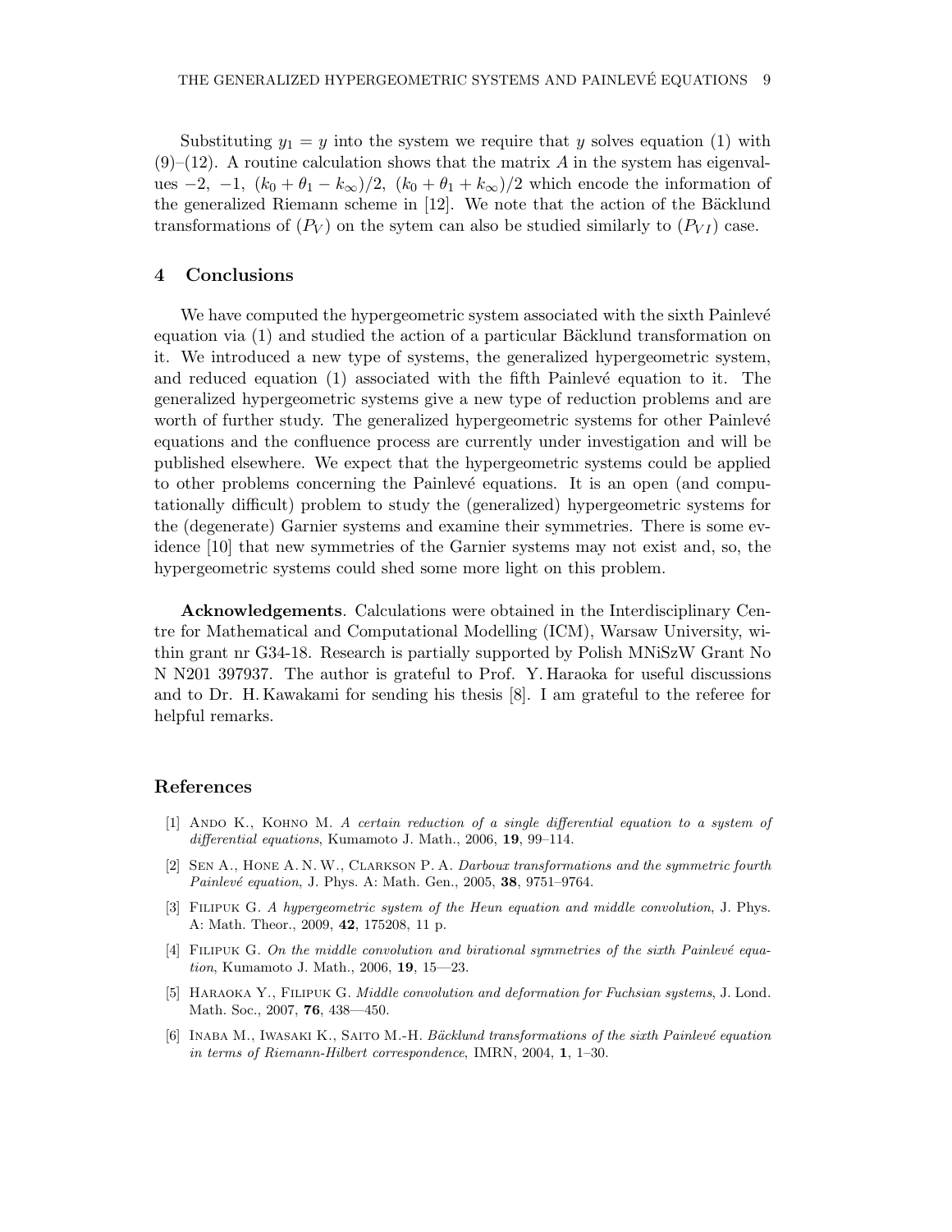Substituting $y_1 = y$ into the system we require that $y$ solves equation (1) with (9)–(12). A routine calculation shows that the matrix $A$ in the system has eigenvalues $-2,\ -1,\ (k_0 + \theta_1 - k_\infty)/2,\ (k_0 + \theta_1 + k_\infty)/2$ which encode the information of the generalized Riemann scheme in [12]. We note that the action of the Bäcklund transformations of $(P_V)$ on the sytem can also be studied similarly to $(P_{VI})$ case.

## 4 Conclusions

We have computed the hypergeometric system associated with the sixth Painlevé equation via (1) and studied the action of a particular Bäcklund transformation on it. We introduced a new type of systems, the generalized hypergeometric system, and reduced equation (1) associated with the fifth Painlevé equation to it. The generalized hypergeometric systems give a new type of reduction problems and are worth of further study. The generalized hypergeometric systems for other Painlevé equations and the confluence process are currently under investigation and will be published elsewhere. We expect that the hypergeometric systems could be applied to other problems concerning the Painlevé equations. It is an open (and computationally difficult) problem to study the (generalized) hypergeometric systems for the (degenerate) Garnier systems and examine their symmetries. There is some evidence [10] that new symmetries of the Garnier systems may not exist and, so, the hypergeometric systems could shed some more light on this problem.

**Acknowledgements**. Calculations were obtained in the Interdisciplinary Centre for Mathematical and Computational Modelling (ICM), Warsaw University, within grant nr G34-18. Research is partially supported by Polish MNiSzW Grant No N N201 397937. The author is grateful to Prof. Y. Haraoka for useful discussions and to Dr. H. Kawakami for sending his thesis [8]. I am grateful to the referee for helpful remarks.

## References

[1] Ando K., Kohno M. *A certain reduction of a single differential equation to a system of differential equations*, Kumamoto J. Math., 2006, **19**, 99–114.

[2] Sen A., Hone A. N. W., Clarkson P. A. *Darboux transformations and the symmetric fourth Painlevé equation*, J. Phys. A: Math. Gen., 2005, **38**, 9751–9764.

[3] Filipuk G. *A hypergeometric system of the Heun equation and middle convolution*, J. Phys. A: Math. Theor., 2009, **42**, 175208, 11 p.

[4] Filipuk G. *On the middle convolution and birational symmetries of the sixth Painlevé equation*, Kumamoto J. Math., 2006, **19**, 15—23.

[5] Haraoka Y., Filipuk G. *Middle convolution and deformation for Fuchsian systems*, J. Lond. Math. Soc., 2007, **76**, 438—450.

[6] Inaba M., Iwasaki K., Saito M.-H. *Bäcklund transformations of the sixth Painlevé equation in terms of Riemann-Hilbert correspondence*, IMRN, 2004, **1**, 1–30.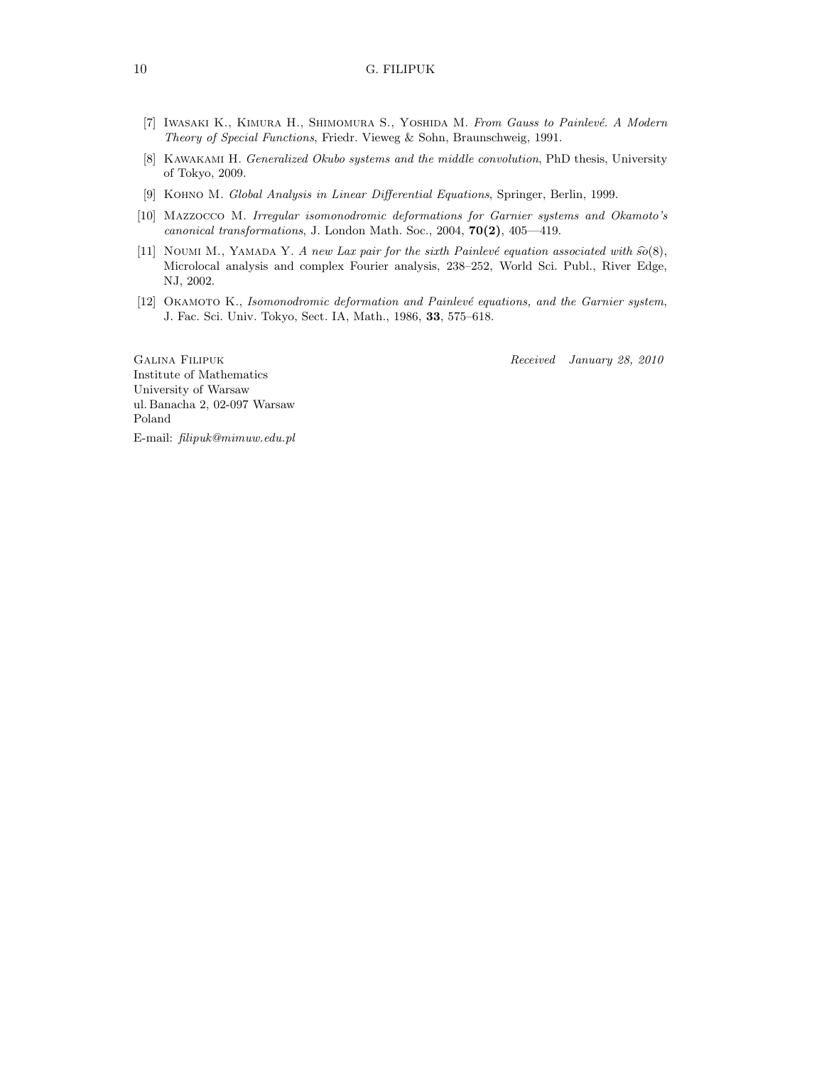[7] Iwasaki K., Kimura H., Shimomura S., Yoshida M. *From Gauss to Painlevé. A Modern Theory of Special Functions*, Friedr. Vieweg & Sohn, Braunschweig, 1991.

[8] Kawakami H. *Generalized Okubo systems and the middle convolution*, PhD thesis, University of Tokyo, 2009.

[9] Kohno M. *Global Analysis in Linear Differential Equations*, Springer, Berlin, 1999.

[10] Mazzocco M. *Irregular isomonodromic deformations for Garnier systems and Okamoto's canonical transformations*, J. London Math. Soc., 2004, **70(2)**, 405—419.

[11] Noumi M., Yamada Y. *A new Lax pair for the sixth Painlevé equation associated with* $\widehat{so}(8)$, Microlocal analysis and complex Fourier analysis, 238–252, World Sci. Publ., River Edge, NJ, 2002.

[12] Okamoto K., *Isomonodromic deformation and Painlevé equations, and the Garnier system*, J. Fac. Sci. Univ. Tokyo, Sect. IA, Math., 1986, **33**, 575–618.

Galina Filipuk
Institute of Mathematics
University of Warsaw
ul. Banacha 2, 02-097 Warsaw
Poland

E-mail: *filipuk@mimuw.edu.pl*

*Received January 28, 2010*